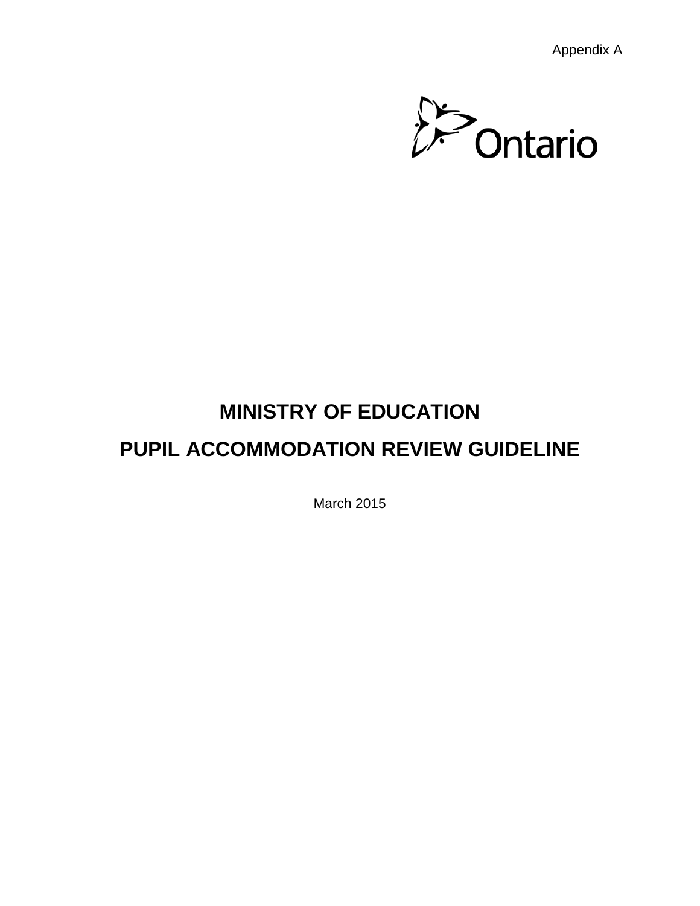Appendix A

Ontario

# MINISTRY OF EDUCATION

# PUPIL ACCOMMODATION REVIEW GUIDELINE

March 2015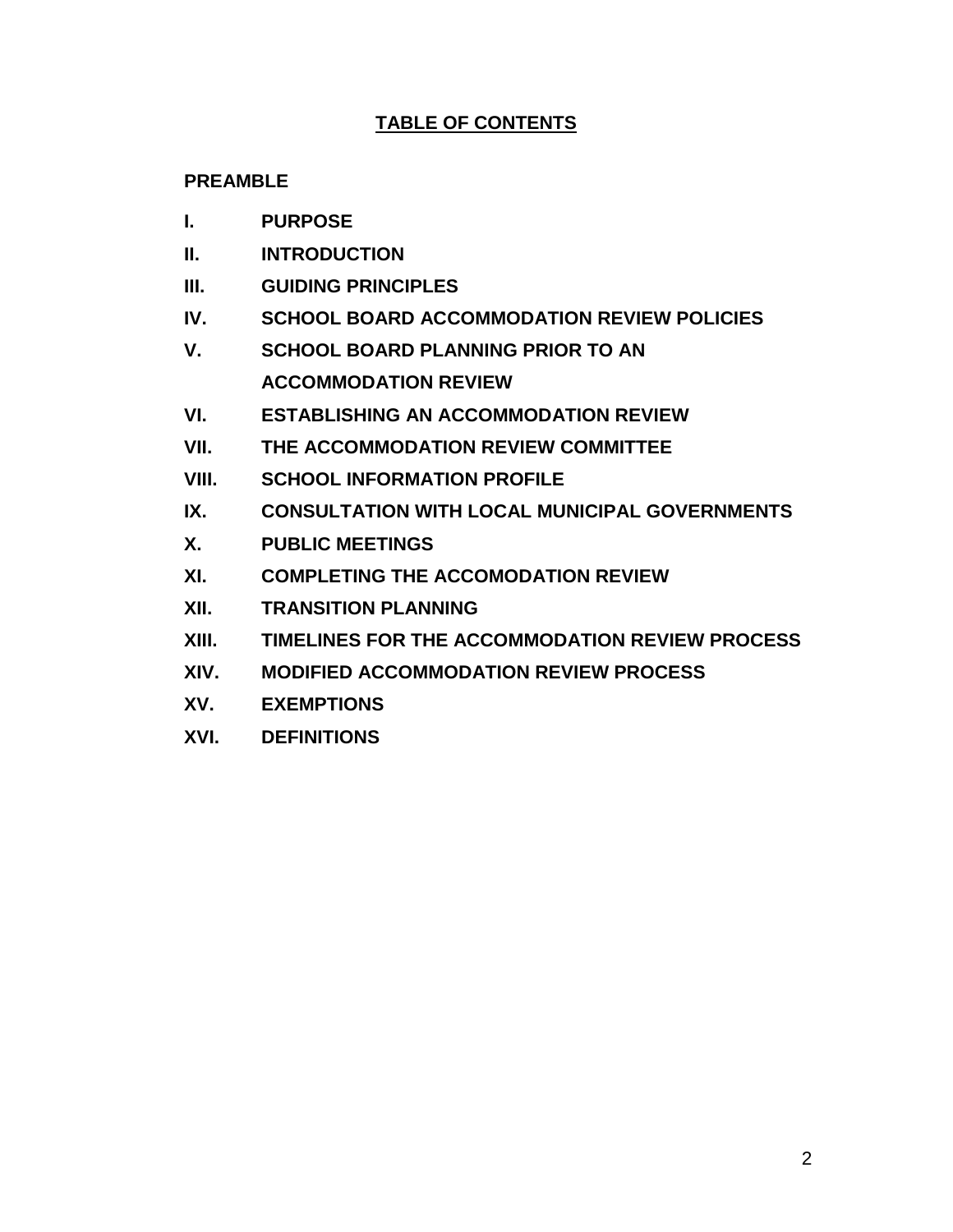## TABLE OF CONTENTS

**PREAMBLE**

**I. PURPOSE**

**II. INTRODUCTION**

**III. GUIDING PRINCIPLES**

**IV. SCHOOL BOARD ACCOMMODATION REVIEW POLICIES**

**V. SCHOOL BOARD PLANNING PRIOR TO AN ACCOMMODATION REVIEW**

**VI. ESTABLISHING AN ACCOMMODATION REVIEW**

**VII. THE ACCOMMODATION REVIEW COMMITTEE**

**VIII. SCHOOL INFORMATION PROFILE**

**IX. CONSULTATION WITH LOCAL MUNICIPAL GOVERNMENTS**

**X. PUBLIC MEETINGS**

**XI. COMPLETING THE ACCOMODATION REVIEW**

**XII. TRANSITION PLANNING**

**XIII. TIMELINES FOR THE ACCOMMODATION REVIEW PROCESS**

**XIV. MODIFIED ACCOMMODATION REVIEW PROCESS**

**XV. EXEMPTIONS**

**XVI. DEFINITIONS**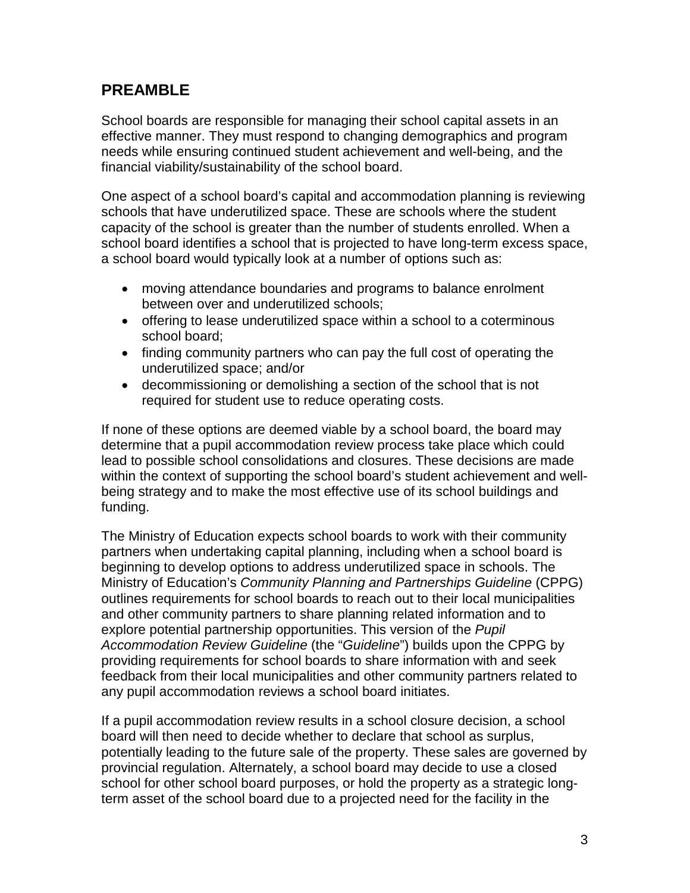## PREAMBLE

School boards are responsible for managing their school capital assets in an effective manner. They must respond to changing demographics and program needs while ensuring continued student achievement and well-being, and the financial viability/sustainability of the school board.

One aspect of a school board's capital and accommodation planning is reviewing schools that have underutilized space. These are schools where the student capacity of the school is greater than the number of students enrolled. When a school board identifies a school that is projected to have long-term excess space, a school board would typically look at a number of options such as:

- moving attendance boundaries and programs to balance enrolment between over and underutilized schools;
- offering to lease underutilized space within a school to a coterminous school board;
- finding community partners who can pay the full cost of operating the underutilized space; and/or
- decommissioning or demolishing a section of the school that is not required for student use to reduce operating costs.

If none of these options are deemed viable by a school board, the board may determine that a pupil accommodation review process take place which could lead to possible school consolidations and closures. These decisions are made within the context of supporting the school board's student achievement and well-being strategy and to make the most effective use of its school buildings and funding.

The Ministry of Education expects school boards to work with their community partners when undertaking capital planning, including when a school board is beginning to develop options to address underutilized space in schools. The Ministry of Education's *Community Planning and Partnerships Guideline* (CPPG) outlines requirements for school boards to reach out to their local municipalities and other community partners to share planning related information and to explore potential partnership opportunities. This version of the *Pupil Accommodation Review Guideline* (the "*Guideline*") builds upon the CPPG by providing requirements for school boards to share information with and seek feedback from their local municipalities and other community partners related to any pupil accommodation reviews a school board initiates.

If a pupil accommodation review results in a school closure decision, a school board will then need to decide whether to declare that school as surplus, potentially leading to the future sale of the property. These sales are governed by provincial regulation. Alternately, a school board may decide to use a closed school for other school board purposes, or hold the property as a strategic long-term asset of the school board due to a projected need for the facility in the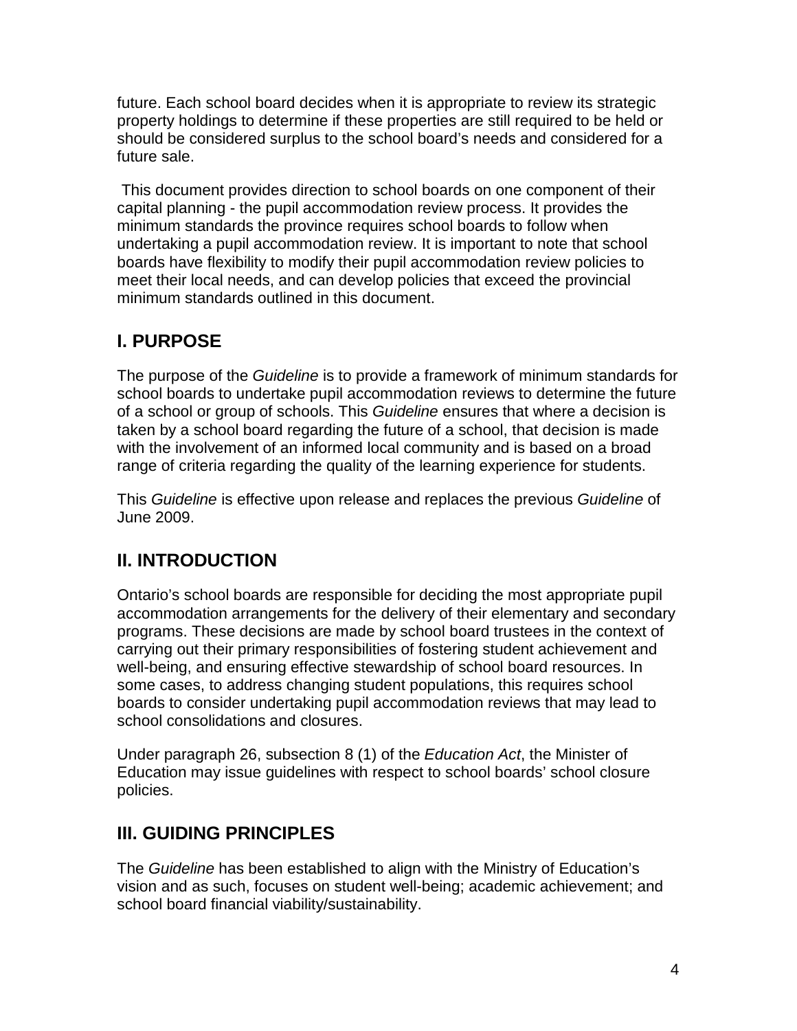future. Each school board decides when it is appropriate to review its strategic property holdings to determine if these properties are still required to be held or should be considered surplus to the school board's needs and considered for a future sale.

This document provides direction to school boards on one component of their capital planning - the pupil accommodation review process. It provides the minimum standards the province requires school boards to follow when undertaking a pupil accommodation review. It is important to note that school boards have flexibility to modify their pupil accommodation review policies to meet their local needs, and can develop policies that exceed the provincial minimum standards outlined in this document.

## I. PURPOSE

The purpose of the *Guideline* is to provide a framework of minimum standards for school boards to undertake pupil accommodation reviews to determine the future of a school or group of schools. This *Guideline* ensures that where a decision is taken by a school board regarding the future of a school, that decision is made with the involvement of an informed local community and is based on a broad range of criteria regarding the quality of the learning experience for students.

This *Guideline* is effective upon release and replaces the previous *Guideline* of June 2009.

## II. INTRODUCTION

Ontario's school boards are responsible for deciding the most appropriate pupil accommodation arrangements for the delivery of their elementary and secondary programs. These decisions are made by school board trustees in the context of carrying out their primary responsibilities of fostering student achievement and well-being, and ensuring effective stewardship of school board resources. In some cases, to address changing student populations, this requires school boards to consider undertaking pupil accommodation reviews that may lead to school consolidations and closures.

Under paragraph 26, subsection 8 (1) of the *Education Act*, the Minister of Education may issue guidelines with respect to school boards' school closure policies.

## III. GUIDING PRINCIPLES

The *Guideline* has been established to align with the Ministry of Education's vision and as such, focuses on student well-being; academic achievement; and school board financial viability/sustainability.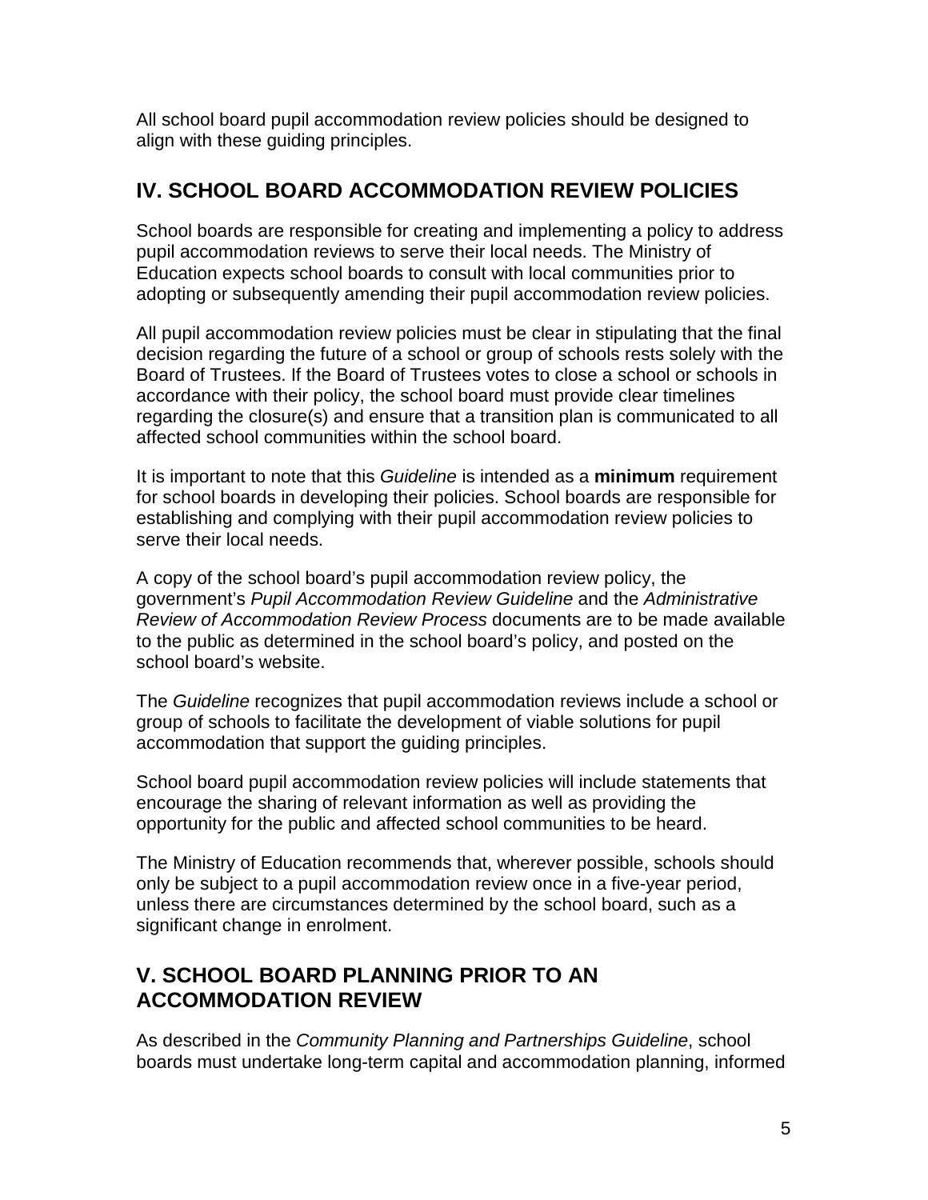All school board pupil accommodation review policies should be designed to align with these guiding principles.

## IV. SCHOOL BOARD ACCOMMODATION REVIEW POLICIES

School boards are responsible for creating and implementing a policy to address pupil accommodation reviews to serve their local needs. The Ministry of Education expects school boards to consult with local communities prior to adopting or subsequently amending their pupil accommodation review policies.

All pupil accommodation review policies must be clear in stipulating that the final decision regarding the future of a school or group of schools rests solely with the Board of Trustees. If the Board of Trustees votes to close a school or schools in accordance with their policy, the school board must provide clear timelines regarding the closure(s) and ensure that a transition plan is communicated to all affected school communities within the school board.

It is important to note that this *Guideline* is intended as a **minimum** requirement for school boards in developing their policies. School boards are responsible for establishing and complying with their pupil accommodation review policies to serve their local needs.

A copy of the school board's pupil accommodation review policy, the government's *Pupil Accommodation Review Guideline* and the *Administrative Review of Accommodation Review Process* documents are to be made available to the public as determined in the school board's policy, and posted on the school board's website.

The *Guideline* recognizes that pupil accommodation reviews include a school or group of schools to facilitate the development of viable solutions for pupil accommodation that support the guiding principles.

School board pupil accommodation review policies will include statements that encourage the sharing of relevant information as well as providing the opportunity for the public and affected school communities to be heard.

The Ministry of Education recommends that, wherever possible, schools should only be subject to a pupil accommodation review once in a five-year period, unless there are circumstances determined by the school board, such as a significant change in enrolment.

## V. SCHOOL BOARD PLANNING PRIOR TO AN ACCOMMODATION REVIEW

As described in the *Community Planning and Partnerships Guideline*, school boards must undertake long-term capital and accommodation planning, informed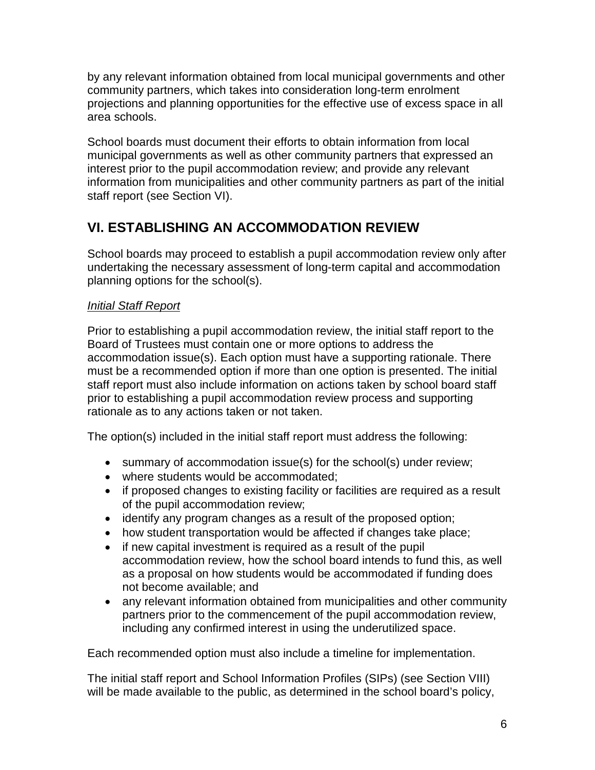by any relevant information obtained from local municipal governments and other community partners, which takes into consideration long-term enrolment projections and planning opportunities for the effective use of excess space in all area schools.

School boards must document their efforts to obtain information from local municipal governments as well as other community partners that expressed an interest prior to the pupil accommodation review; and provide any relevant information from municipalities and other community partners as part of the initial staff report (see Section VI).

## VI. ESTABLISHING AN ACCOMMODATION REVIEW

School boards may proceed to establish a pupil accommodation review only after undertaking the necessary assessment of long-term capital and accommodation planning options for the school(s).

*Initial Staff Report*

Prior to establishing a pupil accommodation review, the initial staff report to the Board of Trustees must contain one or more options to address the accommodation issue(s). Each option must have a supporting rationale. There must be a recommended option if more than one option is presented. The initial staff report must also include information on actions taken by school board staff prior to establishing a pupil accommodation review process and supporting rationale as to any actions taken or not taken.

The option(s) included in the initial staff report must address the following:

- summary of accommodation issue(s) for the school(s) under review;
- where students would be accommodated;
- if proposed changes to existing facility or facilities are required as a result of the pupil accommodation review;
- identify any program changes as a result of the proposed option;
- how student transportation would be affected if changes take place;
- if new capital investment is required as a result of the pupil accommodation review, how the school board intends to fund this, as well as a proposal on how students would be accommodated if funding does not become available; and
- any relevant information obtained from municipalities and other community partners prior to the commencement of the pupil accommodation review, including any confirmed interest in using the underutilized space.

Each recommended option must also include a timeline for implementation.

The initial staff report and School Information Profiles (SIPs) (see Section VIII) will be made available to the public, as determined in the school board's policy,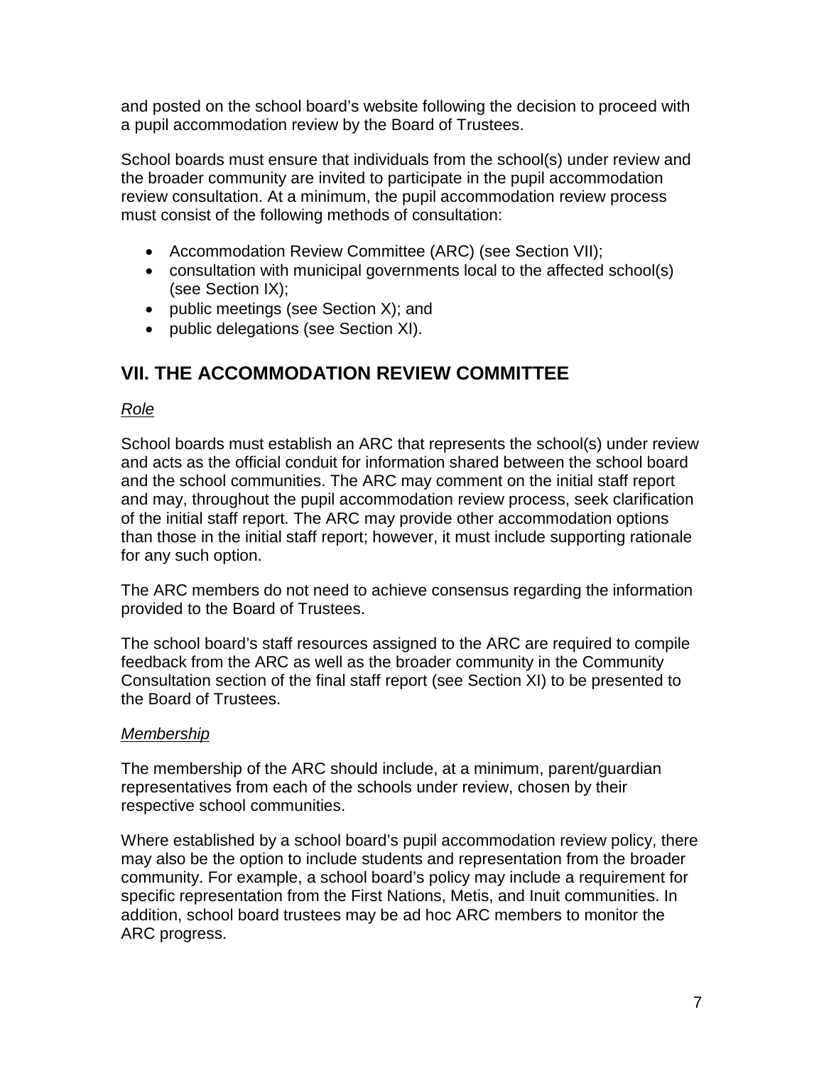and posted on the school board's website following the decision to proceed with a pupil accommodation review by the Board of Trustees.

School boards must ensure that individuals from the school(s) under review and the broader community are invited to participate in the pupil accommodation review consultation. At a minimum, the pupil accommodation review process must consist of the following methods of consultation:

- Accommodation Review Committee (ARC) (see Section VII);
- consultation with municipal governments local to the affected school(s) (see Section IX);
- public meetings (see Section X); and
- public delegations (see Section XI).

## VII. THE ACCOMMODATION REVIEW COMMITTEE

*Role*

School boards must establish an ARC that represents the school(s) under review and acts as the official conduit for information shared between the school board and the school communities. The ARC may comment on the initial staff report and may, throughout the pupil accommodation review process, seek clarification of the initial staff report. The ARC may provide other accommodation options than those in the initial staff report; however, it must include supporting rationale for any such option.

The ARC members do not need to achieve consensus regarding the information provided to the Board of Trustees.

The school board's staff resources assigned to the ARC are required to compile feedback from the ARC as well as the broader community in the Community Consultation section of the final staff report (see Section XI) to be presented to the Board of Trustees.

*Membership*

The membership of the ARC should include, at a minimum, parent/guardian representatives from each of the schools under review, chosen by their respective school communities.

Where established by a school board's pupil accommodation review policy, there may also be the option to include students and representation from the broader community. For example, a school board's policy may include a requirement for specific representation from the First Nations, Metis, and Inuit communities. In addition, school board trustees may be ad hoc ARC members to monitor the ARC progress.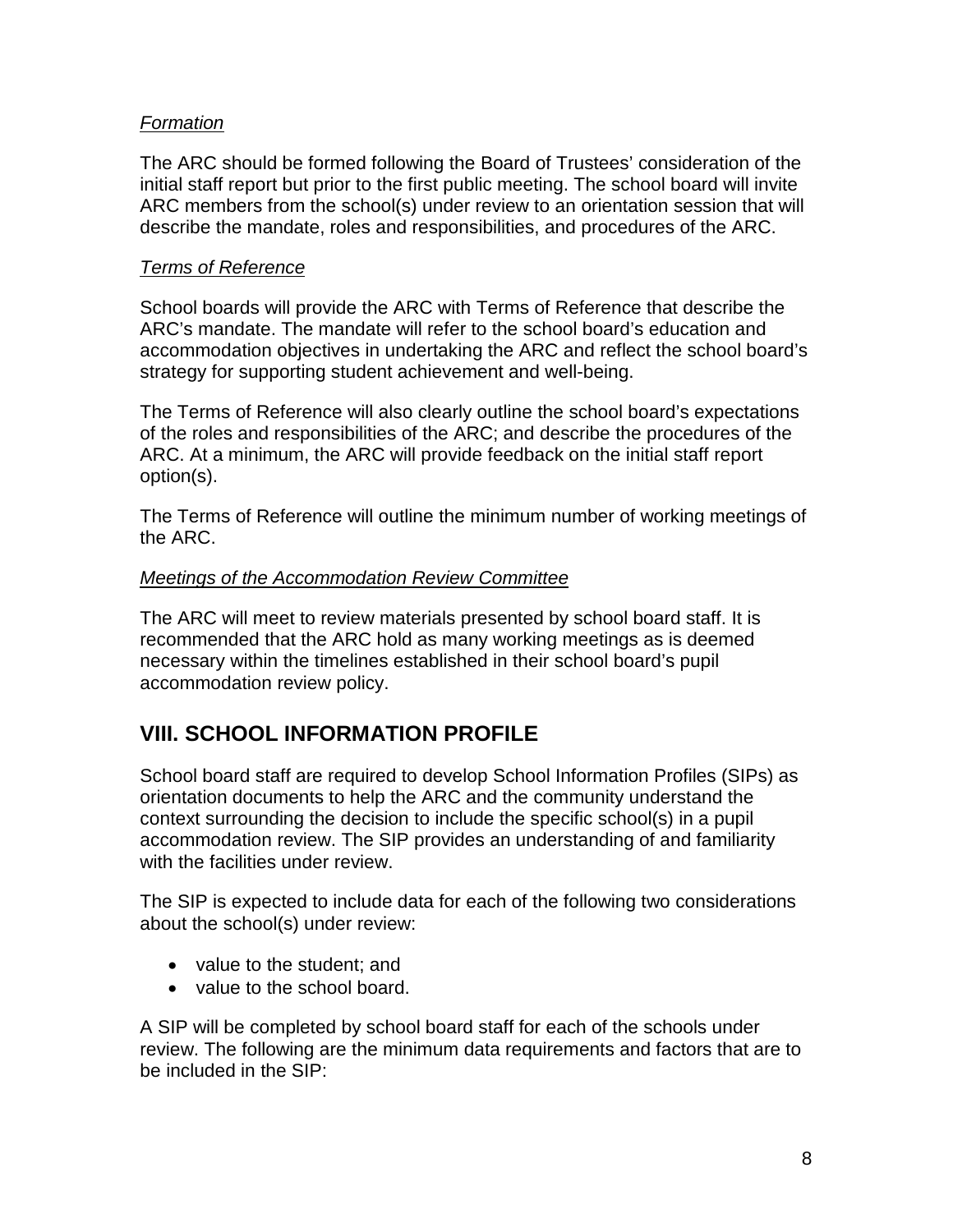*Formation*

The ARC should be formed following the Board of Trustees' consideration of the initial staff report but prior to the first public meeting. The school board will invite ARC members from the school(s) under review to an orientation session that will describe the mandate, roles and responsibilities, and procedures of the ARC.

*Terms of Reference*

School boards will provide the ARC with Terms of Reference that describe the ARC's mandate. The mandate will refer to the school board's education and accommodation objectives in undertaking the ARC and reflect the school board's strategy for supporting student achievement and well-being.

The Terms of Reference will also clearly outline the school board's expectations of the roles and responsibilities of the ARC; and describe the procedures of the ARC. At a minimum, the ARC will provide feedback on the initial staff report option(s).

The Terms of Reference will outline the minimum number of working meetings of the ARC.

*Meetings of the Accommodation Review Committee*

The ARC will meet to review materials presented by school board staff. It is recommended that the ARC hold as many working meetings as is deemed necessary within the timelines established in their school board's pupil accommodation review policy.

## VIII. SCHOOL INFORMATION PROFILE

School board staff are required to develop School Information Profiles (SIPs) as orientation documents to help the ARC and the community understand the context surrounding the decision to include the specific school(s) in a pupil accommodation review. The SIP provides an understanding of and familiarity with the facilities under review.

The SIP is expected to include data for each of the following two considerations about the school(s) under review:

- value to the student; and
- value to the school board.

A SIP will be completed by school board staff for each of the schools under review. The following are the minimum data requirements and factors that are to be included in the SIP: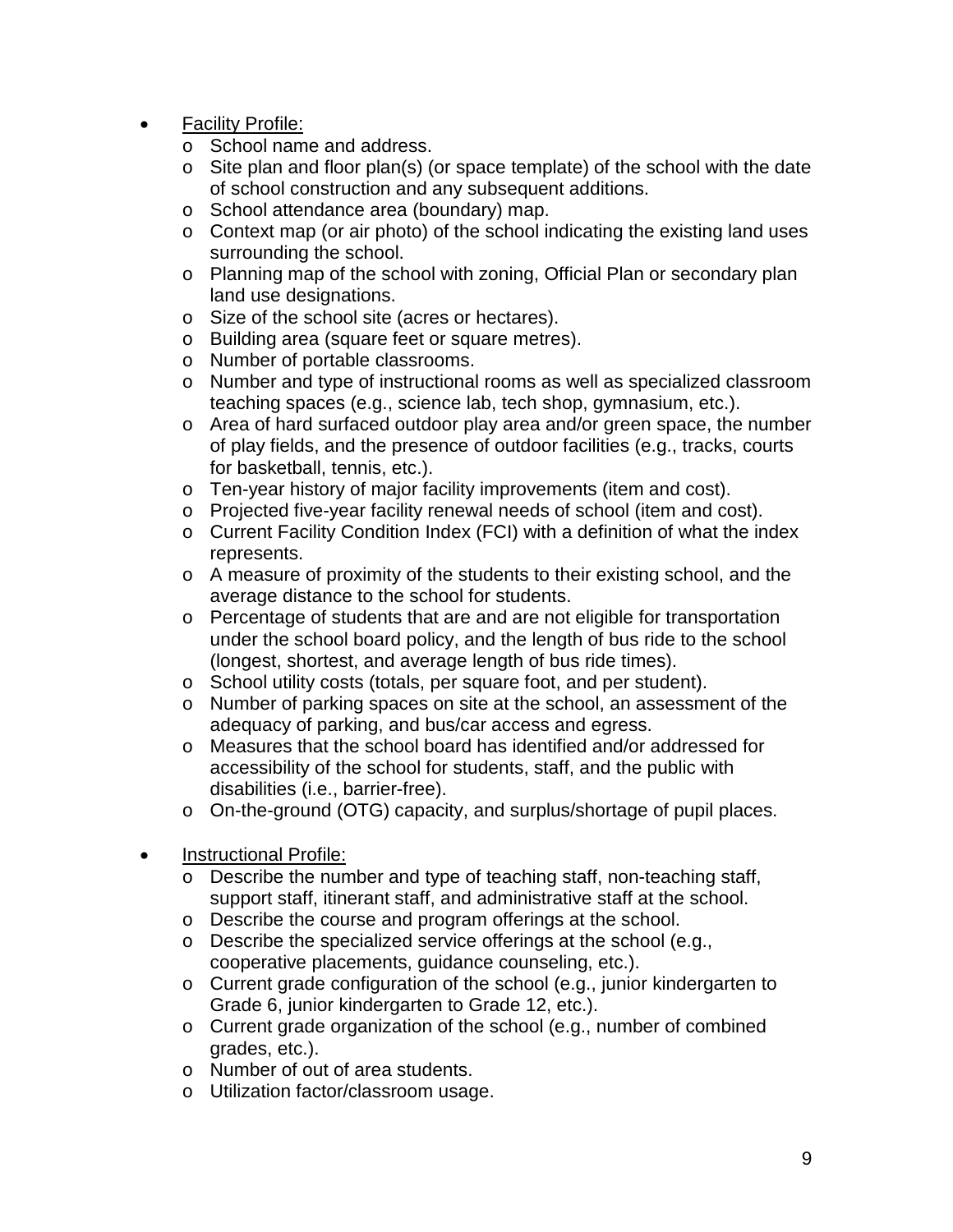- <u>Facility Profile:</u>
  - School name and address.
  - Site plan and floor plan(s) (or space template) of the school with the date of school construction and any subsequent additions.
  - School attendance area (boundary) map.
  - Context map (or air photo) of the school indicating the existing land uses surrounding the school.
  - Planning map of the school with zoning, Official Plan or secondary plan land use designations.
  - Size of the school site (acres or hectares).
  - Building area (square feet or square metres).
  - Number of portable classrooms.
  - Number and type of instructional rooms as well as specialized classroom teaching spaces (e.g., science lab, tech shop, gymnasium, etc.).
  - Area of hard surfaced outdoor play area and/or green space, the number of play fields, and the presence of outdoor facilities (e.g., tracks, courts for basketball, tennis, etc.).
  - Ten-year history of major facility improvements (item and cost).
  - Projected five-year facility renewal needs of school (item and cost).
  - Current Facility Condition Index (FCI) with a definition of what the index represents.
  - A measure of proximity of the students to their existing school, and the average distance to the school for students.
  - Percentage of students that are and are not eligible for transportation under the school board policy, and the length of bus ride to the school (longest, shortest, and average length of bus ride times).
  - School utility costs (totals, per square foot, and per student).
  - Number of parking spaces on site at the school, an assessment of the adequacy of parking, and bus/car access and egress.
  - Measures that the school board has identified and/or addressed for accessibility of the school for students, staff, and the public with disabilities (i.e., barrier-free).
  - On-the-ground (OTG) capacity, and surplus/shortage of pupil places.

- <u>Instructional Profile:</u>
  - Describe the number and type of teaching staff, non-teaching staff, support staff, itinerant staff, and administrative staff at the school.
  - Describe the course and program offerings at the school.
  - Describe the specialized service offerings at the school (e.g., cooperative placements, guidance counseling, etc.).
  - Current grade configuration of the school (e.g., junior kindergarten to Grade 6, junior kindergarten to Grade 12, etc.).
  - Current grade organization of the school (e.g., number of combined grades, etc.).
  - Number of out of area students.
  - Utilization factor/classroom usage.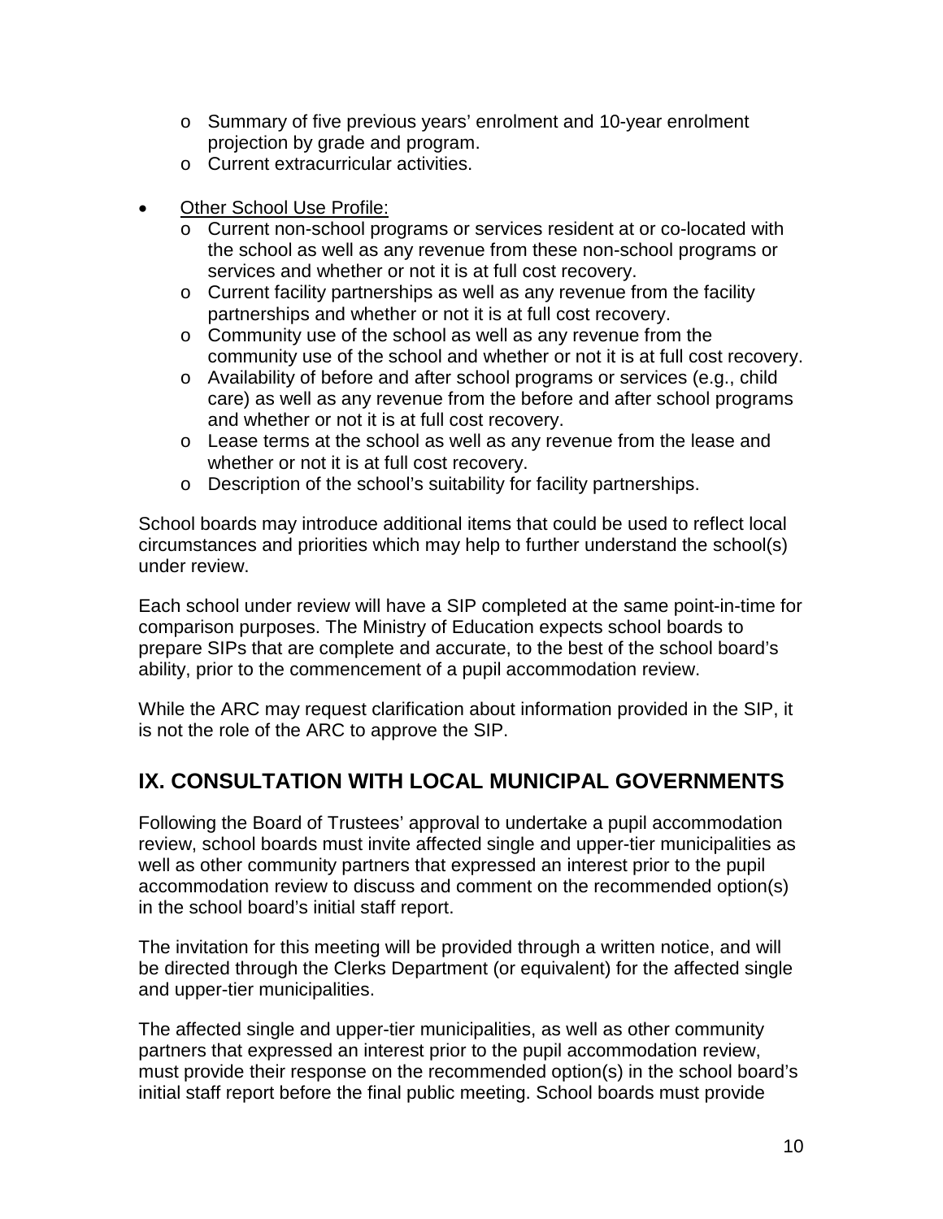- Summary of five previous years' enrolment and 10-year enrolment projection by grade and program.
  - Current extracurricular activities.

- <u>Other School Use Profile:</u>
  - Current non-school programs or services resident at or co-located with the school as well as any revenue from these non-school programs or services and whether or not it is at full cost recovery.
  - Current facility partnerships as well as any revenue from the facility partnerships and whether or not it is at full cost recovery.
  - Community use of the school as well as any revenue from the community use of the school and whether or not it is at full cost recovery.
  - Availability of before and after school programs or services (e.g., child care) as well as any revenue from the before and after school programs and whether or not it is at full cost recovery.
  - Lease terms at the school as well as any revenue from the lease and whether or not it is at full cost recovery.
  - Description of the school's suitability for facility partnerships.

School boards may introduce additional items that could be used to reflect local circumstances and priorities which may help to further understand the school(s) under review.

Each school under review will have a SIP completed at the same point-in-time for comparison purposes. The Ministry of Education expects school boards to prepare SIPs that are complete and accurate, to the best of the school board's ability, prior to the commencement of a pupil accommodation review.

While the ARC may request clarification about information provided in the SIP, it is not the role of the ARC to approve the SIP.

## IX. CONSULTATION WITH LOCAL MUNICIPAL GOVERNMENTS

Following the Board of Trustees' approval to undertake a pupil accommodation review, school boards must invite affected single and upper-tier municipalities as well as other community partners that expressed an interest prior to the pupil accommodation review to discuss and comment on the recommended option(s) in the school board's initial staff report.

The invitation for this meeting will be provided through a written notice, and will be directed through the Clerks Department (or equivalent) for the affected single and upper-tier municipalities.

The affected single and upper-tier municipalities, as well as other community partners that expressed an interest prior to the pupil accommodation review, must provide their response on the recommended option(s) in the school board's initial staff report before the final public meeting. School boards must provide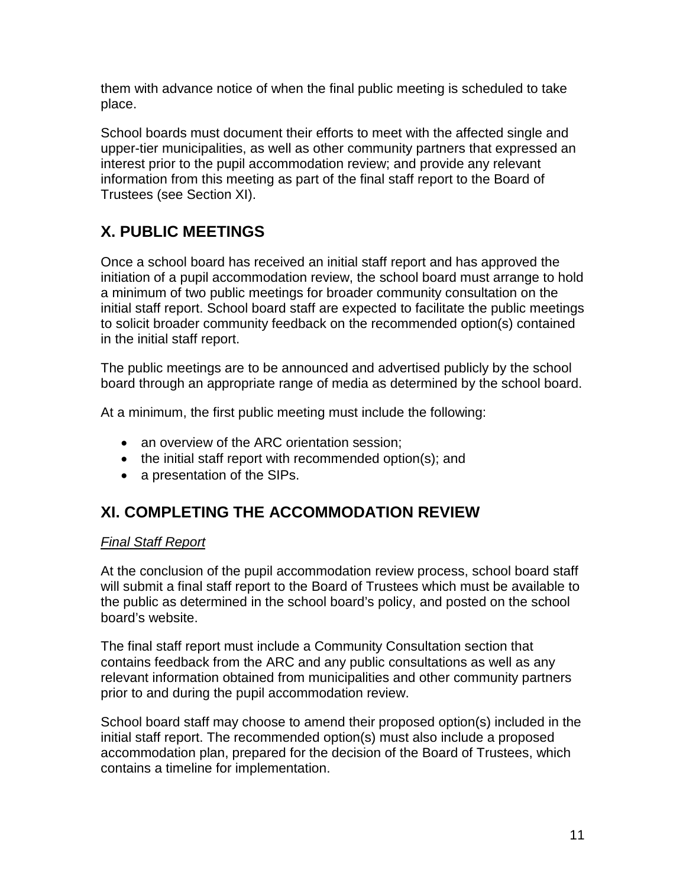them with advance notice of when the final public meeting is scheduled to take place.

School boards must document their efforts to meet with the affected single and upper-tier municipalities, as well as other community partners that expressed an interest prior to the pupil accommodation review; and provide any relevant information from this meeting as part of the final staff report to the Board of Trustees (see Section XI).

## X. PUBLIC MEETINGS

Once a school board has received an initial staff report and has approved the initiation of a pupil accommodation review, the school board must arrange to hold a minimum of two public meetings for broader community consultation on the initial staff report. School board staff are expected to facilitate the public meetings to solicit broader community feedback on the recommended option(s) contained in the initial staff report.

The public meetings are to be announced and advertised publicly by the school board through an appropriate range of media as determined by the school board.

At a minimum, the first public meeting must include the following:

- an overview of the ARC orientation session;
- the initial staff report with recommended option(s); and
- a presentation of the SIPs.

## XI. COMPLETING THE ACCOMMODATION REVIEW

*Final Staff Report*

At the conclusion of the pupil accommodation review process, school board staff will submit a final staff report to the Board of Trustees which must be available to the public as determined in the school board's policy, and posted on the school board's website.

The final staff report must include a Community Consultation section that contains feedback from the ARC and any public consultations as well as any relevant information obtained from municipalities and other community partners prior to and during the pupil accommodation review.

School board staff may choose to amend their proposed option(s) included in the initial staff report. The recommended option(s) must also include a proposed accommodation plan, prepared for the decision of the Board of Trustees, which contains a timeline for implementation.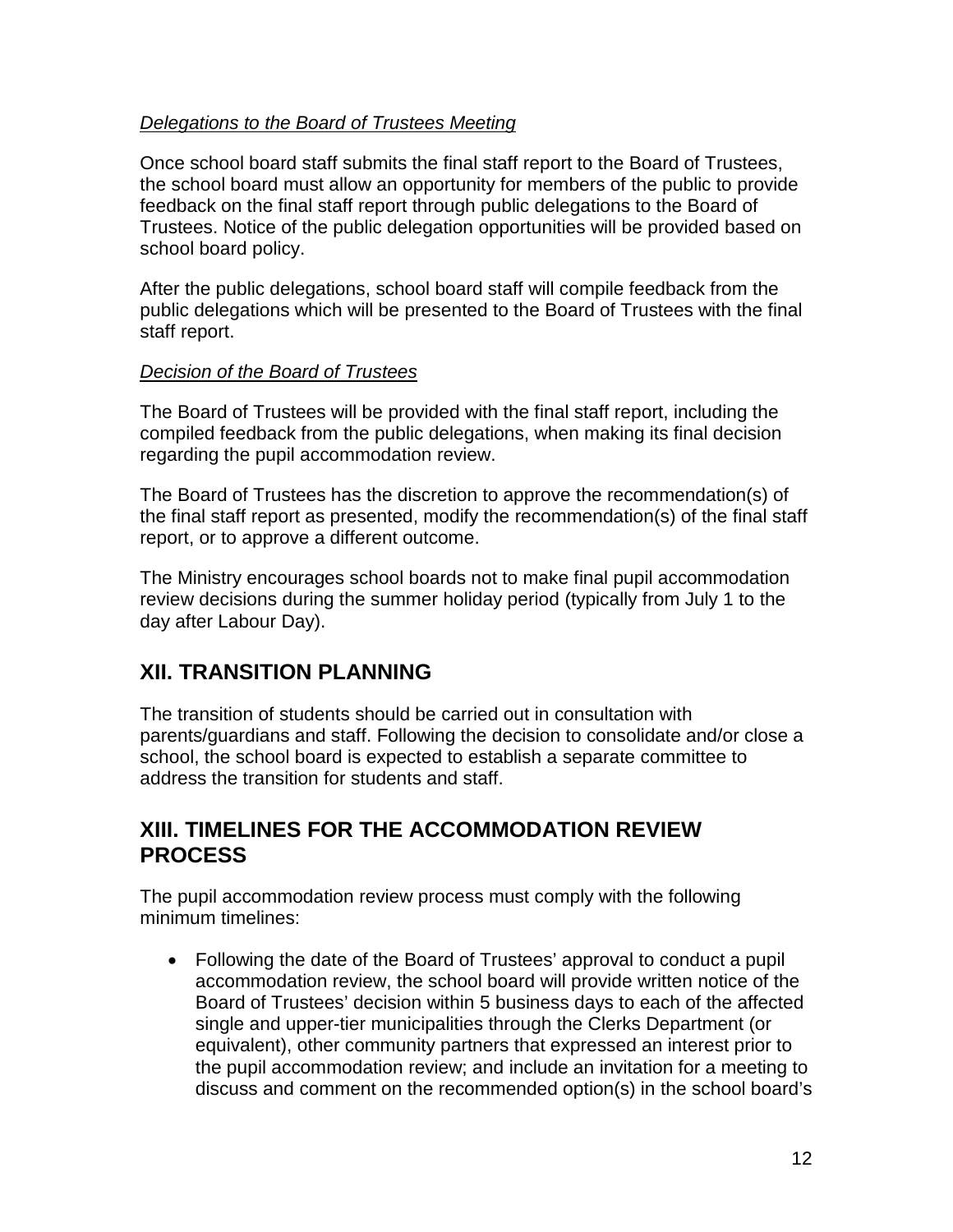*Delegations to the Board of Trustees Meeting*

Once school board staff submits the final staff report to the Board of Trustees, the school board must allow an opportunity for members of the public to provide feedback on the final staff report through public delegations to the Board of Trustees. Notice of the public delegation opportunities will be provided based on school board policy.

After the public delegations, school board staff will compile feedback from the public delegations which will be presented to the Board of Trustees with the final staff report.

*Decision of the Board of Trustees*

The Board of Trustees will be provided with the final staff report, including the compiled feedback from the public delegations, when making its final decision regarding the pupil accommodation review.

The Board of Trustees has the discretion to approve the recommendation(s) of the final staff report as presented, modify the recommendation(s) of the final staff report, or to approve a different outcome.

The Ministry encourages school boards not to make final pupil accommodation review decisions during the summer holiday period (typically from July 1 to the day after Labour Day).

## XII. TRANSITION PLANNING

The transition of students should be carried out in consultation with parents/guardians and staff. Following the decision to consolidate and/or close a school, the school board is expected to establish a separate committee to address the transition for students and staff.

## XIII. TIMELINES FOR THE ACCOMMODATION REVIEW PROCESS

The pupil accommodation review process must comply with the following minimum timelines:

- Following the date of the Board of Trustees' approval to conduct a pupil accommodation review, the school board will provide written notice of the Board of Trustees' decision within 5 business days to each of the affected single and upper-tier municipalities through the Clerks Department (or equivalent), other community partners that expressed an interest prior to the pupil accommodation review; and include an invitation for a meeting to discuss and comment on the recommended option(s) in the school board's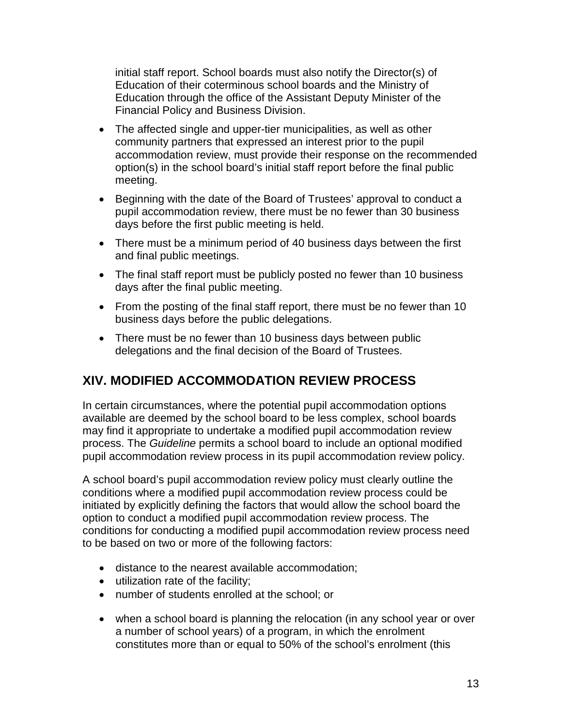initial staff report. School boards must also notify the Director(s) of Education of their coterminous school boards and the Ministry of Education through the office of the Assistant Deputy Minister of the Financial Policy and Business Division.

- The affected single and upper-tier municipalities, as well as other community partners that expressed an interest prior to the pupil accommodation review, must provide their response on the recommended option(s) in the school board's initial staff report before the final public meeting.
- Beginning with the date of the Board of Trustees' approval to conduct a pupil accommodation review, there must be no fewer than 30 business days before the first public meeting is held.
- There must be a minimum period of 40 business days between the first and final public meetings.
- The final staff report must be publicly posted no fewer than 10 business days after the final public meeting.
- From the posting of the final staff report, there must be no fewer than 10 business days before the public delegations.
- There must be no fewer than 10 business days between public delegations and the final decision of the Board of Trustees.

## XIV. MODIFIED ACCOMMODATION REVIEW PROCESS

In certain circumstances, where the potential pupil accommodation options available are deemed by the school board to be less complex, school boards may find it appropriate to undertake a modified pupil accommodation review process. The *Guideline* permits a school board to include an optional modified pupil accommodation review process in its pupil accommodation review policy.

A school board's pupil accommodation review policy must clearly outline the conditions where a modified pupil accommodation review process could be initiated by explicitly defining the factors that would allow the school board the option to conduct a modified pupil accommodation review process. The conditions for conducting a modified pupil accommodation review process need to be based on two or more of the following factors:

- distance to the nearest available accommodation;
- utilization rate of the facility;
- number of students enrolled at the school; or
- when a school board is planning the relocation (in any school year or over a number of school years) of a program, in which the enrolment constitutes more than or equal to 50% of the school's enrolment (this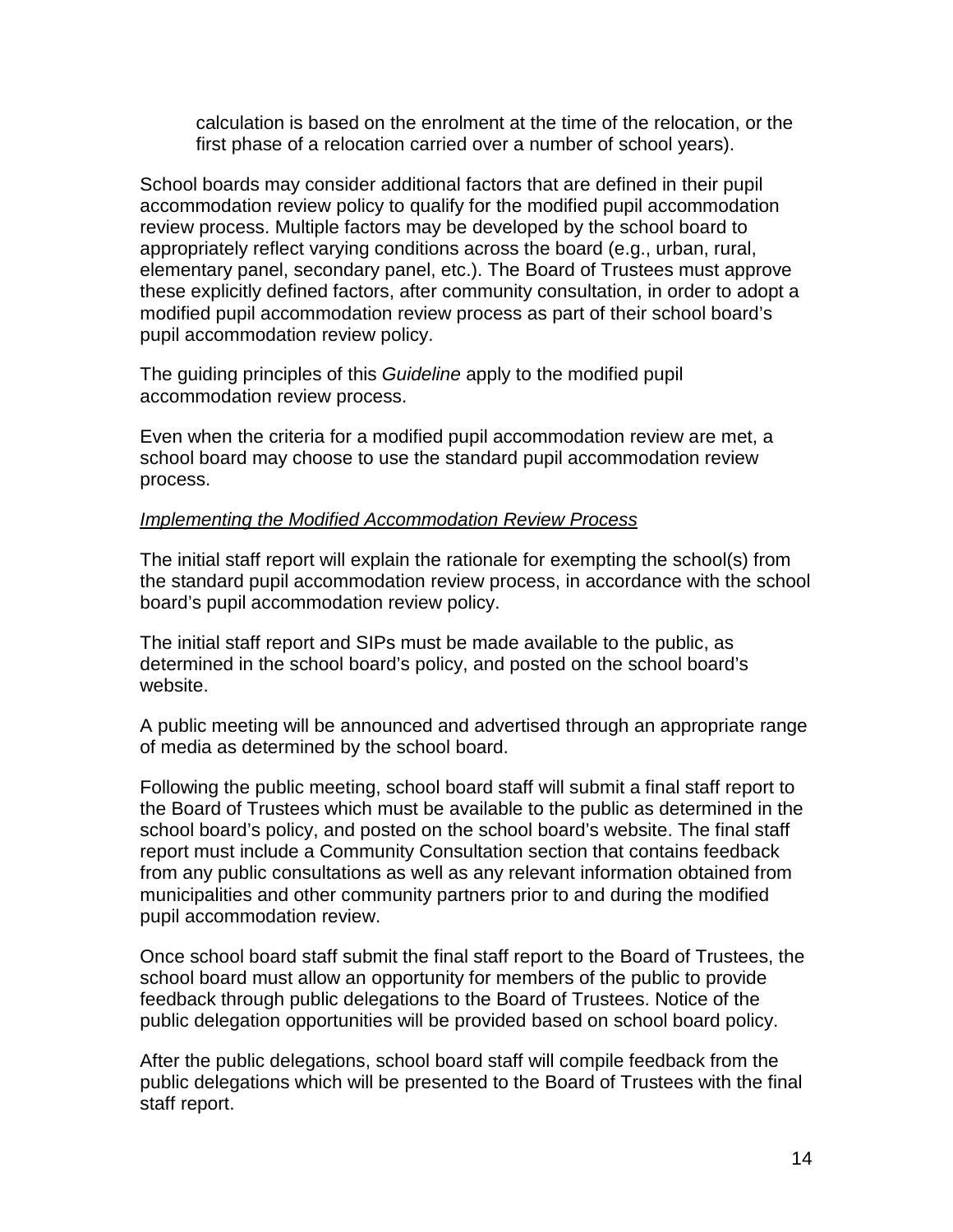calculation is based on the enrolment at the time of the relocation, or the first phase of a relocation carried over a number of school years).

School boards may consider additional factors that are defined in their pupil accommodation review policy to qualify for the modified pupil accommodation review process. Multiple factors may be developed by the school board to appropriately reflect varying conditions across the board (e.g., urban, rural, elementary panel, secondary panel, etc.). The Board of Trustees must approve these explicitly defined factors, after community consultation, in order to adopt a modified pupil accommodation review process as part of their school board's pupil accommodation review policy.

The guiding principles of this *Guideline* apply to the modified pupil accommodation review process.

Even when the criteria for a modified pupil accommodation review are met, a school board may choose to use the standard pupil accommodation review process.

*Implementing the Modified Accommodation Review Process*

The initial staff report will explain the rationale for exempting the school(s) from the standard pupil accommodation review process, in accordance with the school board's pupil accommodation review policy.

The initial staff report and SIPs must be made available to the public, as determined in the school board's policy, and posted on the school board's website.

A public meeting will be announced and advertised through an appropriate range of media as determined by the school board.

Following the public meeting, school board staff will submit a final staff report to the Board of Trustees which must be available to the public as determined in the school board's policy, and posted on the school board's website. The final staff report must include a Community Consultation section that contains feedback from any public consultations as well as any relevant information obtained from municipalities and other community partners prior to and during the modified pupil accommodation review.

Once school board staff submit the final staff report to the Board of Trustees, the school board must allow an opportunity for members of the public to provide feedback through public delegations to the Board of Trustees. Notice of the public delegation opportunities will be provided based on school board policy.

After the public delegations, school board staff will compile feedback from the public delegations which will be presented to the Board of Trustees with the final staff report.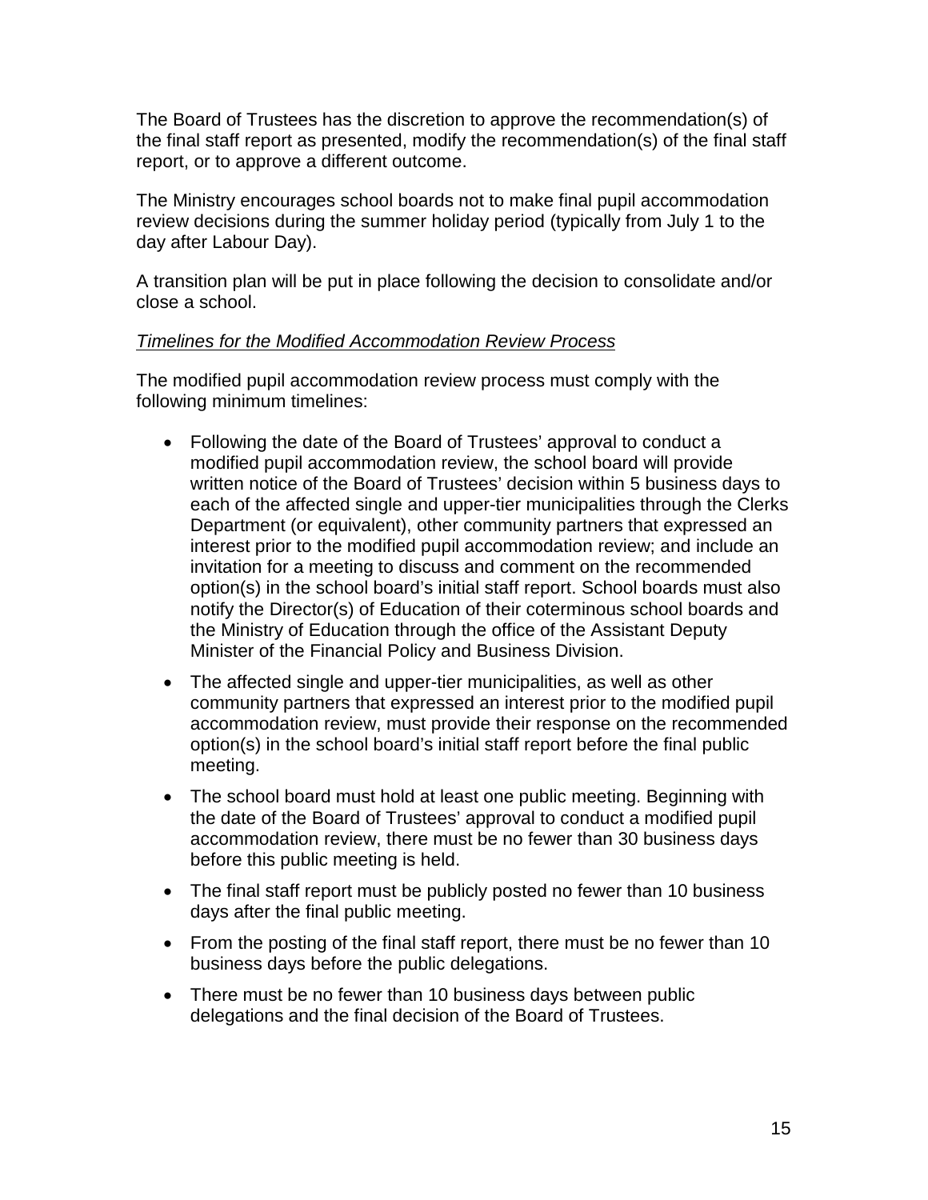The Board of Trustees has the discretion to approve the recommendation(s) of the final staff report as presented, modify the recommendation(s) of the final staff report, or to approve a different outcome.

The Ministry encourages school boards not to make final pupil accommodation review decisions during the summer holiday period (typically from July 1 to the day after Labour Day).

A transition plan will be put in place following the decision to consolidate and/or close a school.

*Timelines for the Modified Accommodation Review Process*

The modified pupil accommodation review process must comply with the following minimum timelines:

- Following the date of the Board of Trustees' approval to conduct a modified pupil accommodation review, the school board will provide written notice of the Board of Trustees' decision within 5 business days to each of the affected single and upper-tier municipalities through the Clerks Department (or equivalent), other community partners that expressed an interest prior to the modified pupil accommodation review; and include an invitation for a meeting to discuss and comment on the recommended option(s) in the school board's initial staff report. School boards must also notify the Director(s) of Education of their coterminous school boards and the Ministry of Education through the office of the Assistant Deputy Minister of the Financial Policy and Business Division.
- The affected single and upper-tier municipalities, as well as other community partners that expressed an interest prior to the modified pupil accommodation review, must provide their response on the recommended option(s) in the school board's initial staff report before the final public meeting.
- The school board must hold at least one public meeting. Beginning with the date of the Board of Trustees' approval to conduct a modified pupil accommodation review, there must be no fewer than 30 business days before this public meeting is held.
- The final staff report must be publicly posted no fewer than 10 business days after the final public meeting.
- From the posting of the final staff report, there must be no fewer than 10 business days before the public delegations.
- There must be no fewer than 10 business days between public delegations and the final decision of the Board of Trustees.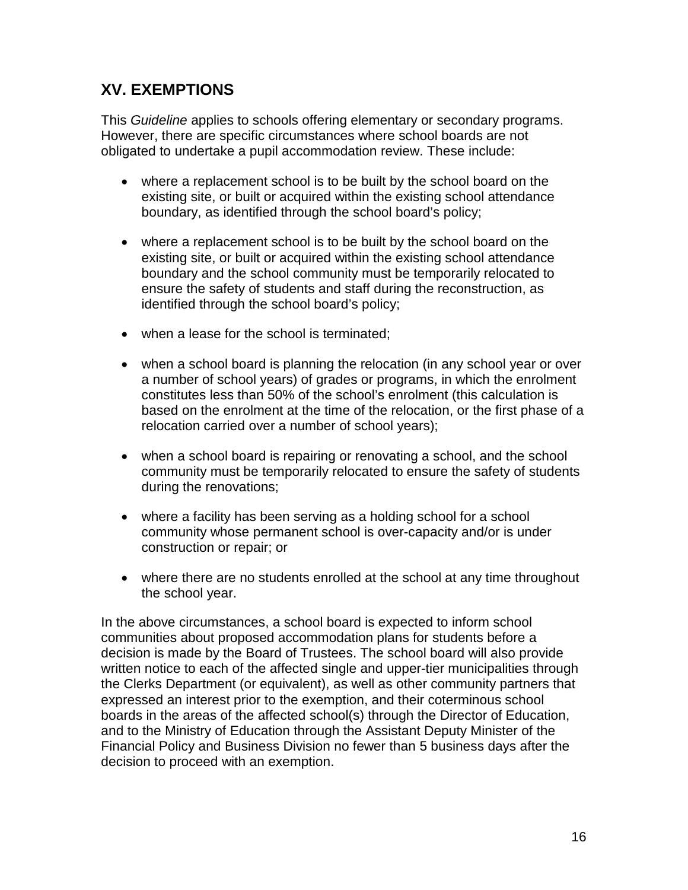## XV. EXEMPTIONS

This *Guideline* applies to schools offering elementary or secondary programs. However, there are specific circumstances where school boards are not obligated to undertake a pupil accommodation review. These include:

- where a replacement school is to be built by the school board on the existing site, or built or acquired within the existing school attendance boundary, as identified through the school board's policy;
- where a replacement school is to be built by the school board on the existing site, or built or acquired within the existing school attendance boundary and the school community must be temporarily relocated to ensure the safety of students and staff during the reconstruction, as identified through the school board's policy;
- when a lease for the school is terminated;
- when a school board is planning the relocation (in any school year or over a number of school years) of grades or programs, in which the enrolment constitutes less than 50% of the school's enrolment (this calculation is based on the enrolment at the time of the relocation, or the first phase of a relocation carried over a number of school years);
- when a school board is repairing or renovating a school, and the school community must be temporarily relocated to ensure the safety of students during the renovations;
- where a facility has been serving as a holding school for a school community whose permanent school is over-capacity and/or is under construction or repair; or
- where there are no students enrolled at the school at any time throughout the school year.

In the above circumstances, a school board is expected to inform school communities about proposed accommodation plans for students before a decision is made by the Board of Trustees. The school board will also provide written notice to each of the affected single and upper-tier municipalities through the Clerks Department (or equivalent), as well as other community partners that expressed an interest prior to the exemption, and their coterminous school boards in the areas of the affected school(s) through the Director of Education, and to the Ministry of Education through the Assistant Deputy Minister of the Financial Policy and Business Division no fewer than 5 business days after the decision to proceed with an exemption.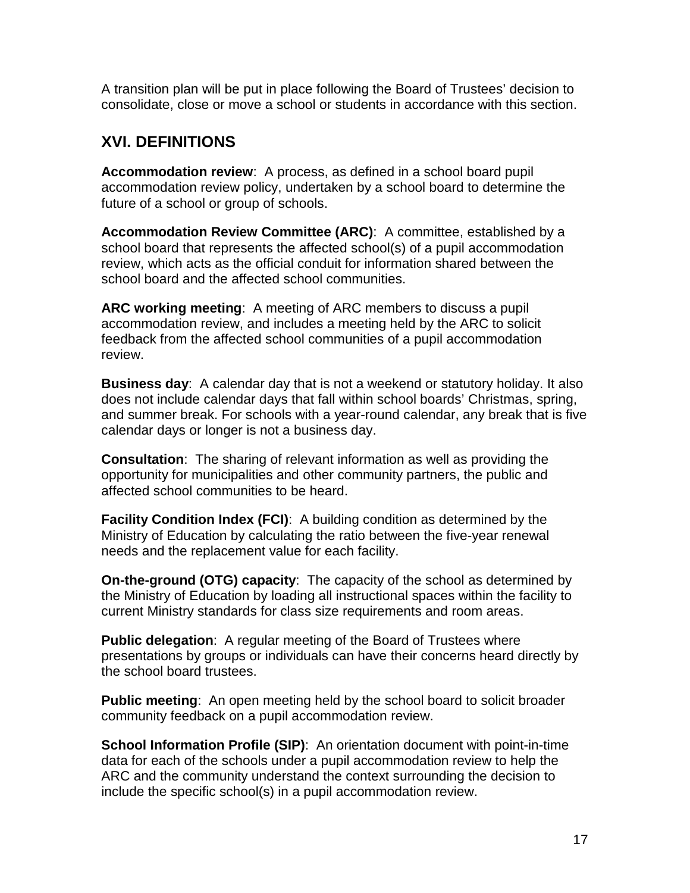A transition plan will be put in place following the Board of Trustees' decision to consolidate, close or move a school or students in accordance with this section.

## XVI. DEFINITIONS

**Accommodation review**: A process, as defined in a school board pupil accommodation review policy, undertaken by a school board to determine the future of a school or group of schools.

**Accommodation Review Committee (ARC)**: A committee, established by a school board that represents the affected school(s) of a pupil accommodation review, which acts as the official conduit for information shared between the school board and the affected school communities.

**ARC working meeting**: A meeting of ARC members to discuss a pupil accommodation review, and includes a meeting held by the ARC to solicit feedback from the affected school communities of a pupil accommodation review.

**Business day**: A calendar day that is not a weekend or statutory holiday. It also does not include calendar days that fall within school boards' Christmas, spring, and summer break. For schools with a year-round calendar, any break that is five calendar days or longer is not a business day.

**Consultation**: The sharing of relevant information as well as providing the opportunity for municipalities and other community partners, the public and affected school communities to be heard.

**Facility Condition Index (FCI)**: A building condition as determined by the Ministry of Education by calculating the ratio between the five-year renewal needs and the replacement value for each facility.

**On-the-ground (OTG) capacity**: The capacity of the school as determined by the Ministry of Education by loading all instructional spaces within the facility to current Ministry standards for class size requirements and room areas.

**Public delegation**: A regular meeting of the Board of Trustees where presentations by groups or individuals can have their concerns heard directly by the school board trustees.

**Public meeting**: An open meeting held by the school board to solicit broader community feedback on a pupil accommodation review.

**School Information Profile (SIP)**: An orientation document with point-in-time data for each of the schools under a pupil accommodation review to help the ARC and the community understand the context surrounding the decision to include the specific school(s) in a pupil accommodation review.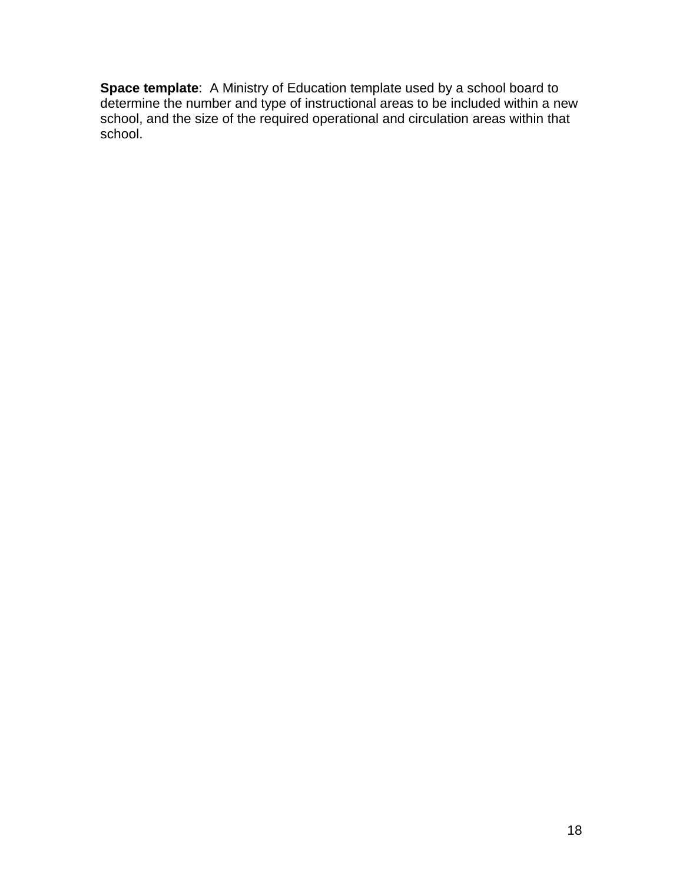**Space template**:  A Ministry of Education template used by a school board to determine the number and type of instructional areas to be included within a new school, and the size of the required operational and circulation areas within that school.